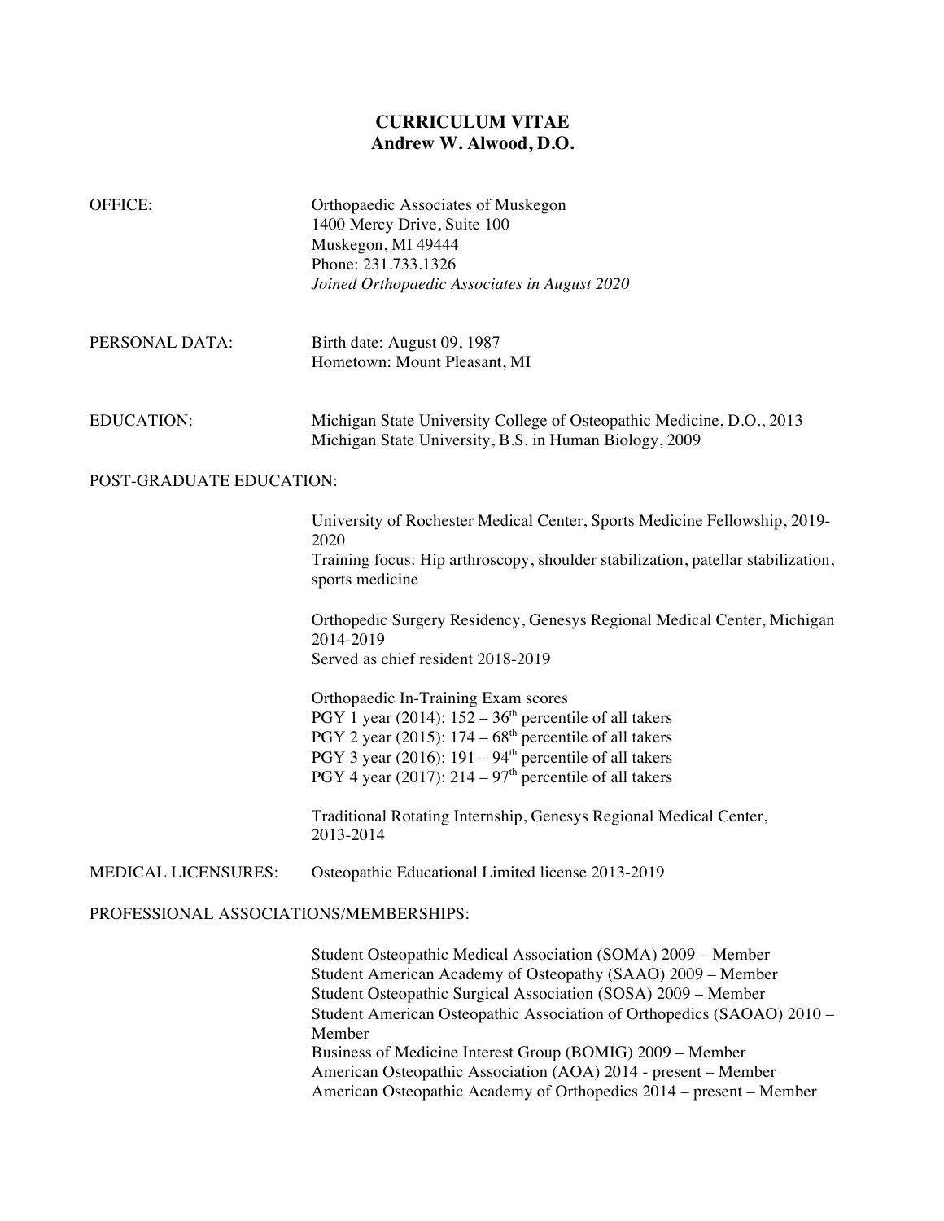# CURRICULUM VITAE
## Andrew W. Alwood, D.O.

**OFFICE:**

Orthopaedic Associates of Muskegon
1400 Mercy Drive, Suite 100
Muskegon, MI 49444
Phone: 231.733.1326
*Joined Orthopaedic Associates in August 2020*

**PERSONAL DATA:**

Birth date: August 09, 1987
Hometown: Mount Pleasant, MI

**EDUCATION:**

Michigan State University College of Osteopathic Medicine, D.O., 2013
Michigan State University, B.S. in Human Biology, 2009

**POST-GRADUATE EDUCATION:**

University of Rochester Medical Center, Sports Medicine Fellowship, 2019-2020
Training focus: Hip arthroscopy, shoulder stabilization, patellar stabilization, sports medicine

Orthopedic Surgery Residency, Genesys Regional Medical Center, Michigan 2014-2019
Served as chief resident 2018-2019

Orthopaedic In-Training Exam scores
PGY 1 year (2014): 152 – 36th percentile of all takers
PGY 2 year (2015): 174 – 68th percentile of all takers
PGY 3 year (2016): 191 – 94th percentile of all takers
PGY 4 year (2017): 214 – 97th percentile of all takers

Traditional Rotating Internship, Genesys Regional Medical Center, 2013-2014

**MEDICAL LICENSURES:**

Osteopathic Educational Limited license 2013-2019

**PROFESSIONAL ASSOCIATIONS/MEMBERSHIPS:**

Student Osteopathic Medical Association (SOMA) 2009 – Member
Student American Academy of Osteopathy (SAAO) 2009 – Member
Student Osteopathic Surgical Association (SOSA) 2009 – Member
Student American Osteopathic Association of Orthopedics (SAOAO) 2010 – Member
Business of Medicine Interest Group (BOMIG) 2009 – Member
American Osteopathic Association (AOA) 2014 - present – Member
American Osteopathic Academy of Orthopedics 2014 – present – Member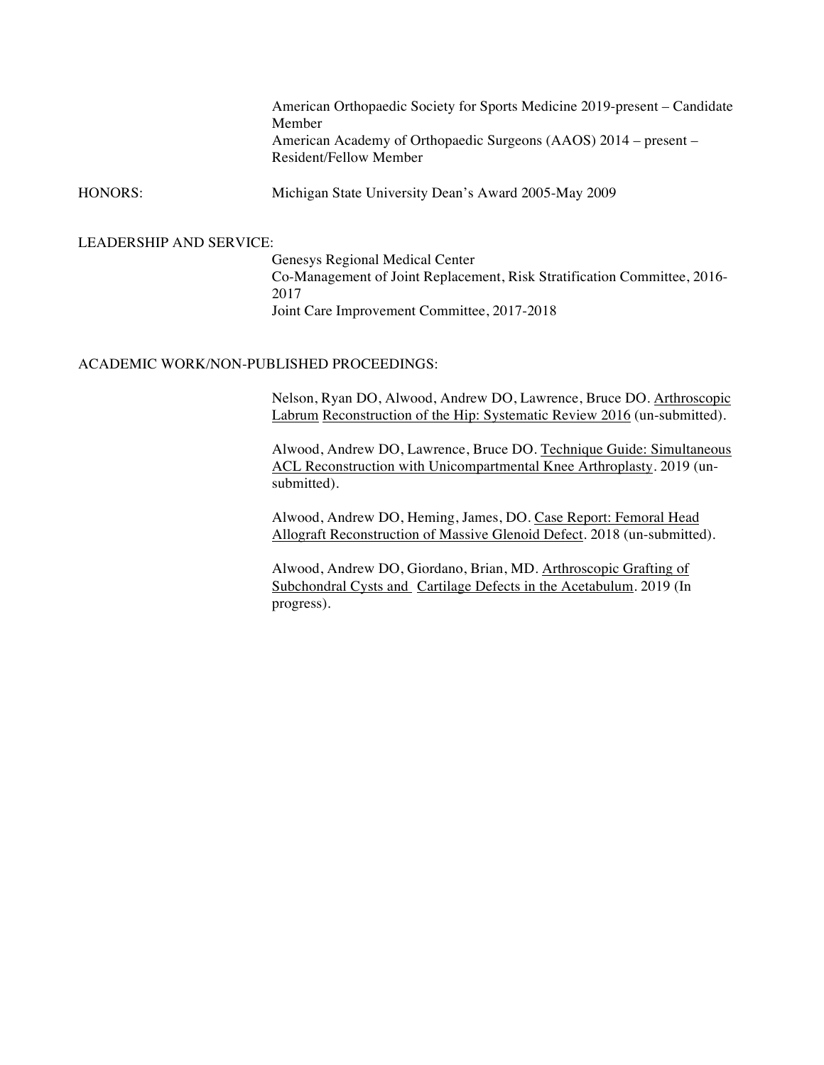American Orthopaedic Society for Sports Medicine 2019-present – Candidate Member
American Academy of Orthopaedic Surgeons (AAOS) 2014 – present – Resident/Fellow Member

**HONORS:** Michigan State University Dean's Award 2005-May 2009

**LEADERSHIP AND SERVICE:**

Genesys Regional Medical Center
Co-Management of Joint Replacement, Risk Stratification Committee, 2016-2017
Joint Care Improvement Committee, 2017-2018

**ACADEMIC WORK/NON-PUBLISHED PROCEEDINGS:**

Nelson, Ryan DO, Alwood, Andrew DO, Lawrence, Bruce DO. Arthroscopic Labrum Reconstruction of the Hip: Systematic Review 2016 (un-submitted).

Alwood, Andrew DO, Lawrence, Bruce DO. Technique Guide: Simultaneous ACL Reconstruction with Unicompartmental Knee Arthroplasty. 2019 (un-submitted).

Alwood, Andrew DO, Heming, James, DO. Case Report: Femoral Head Allograft Reconstruction of Massive Glenoid Defect. 2018 (un-submitted).

Alwood, Andrew DO, Giordano, Brian, MD. Arthroscopic Grafting of Subchondral Cysts and Cartilage Defects in the Acetabulum. 2019 (In progress).